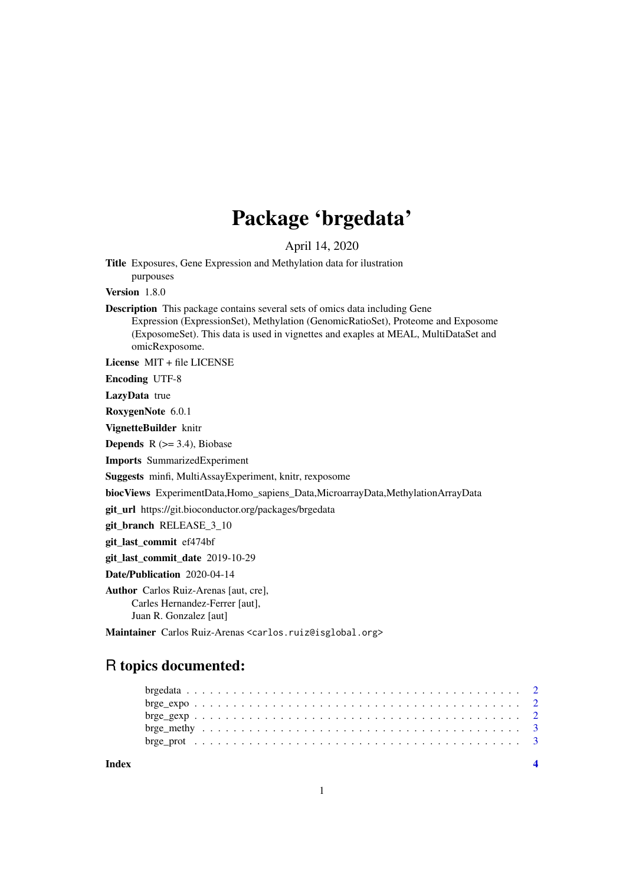# Package 'brgedata'

April 14, 2020

**Title** Exposures, Gene Expression and Methylation data for ilustration purpouses

**Version** 1.8.0

**Description** This package contains several sets of omics data including Gene Expression (ExpressionSet), Methylation (GenomicRatioSet), Proteome and Exposome (ExposomeSet). This data is used in vignettes and exaples at MEAL, MultiDataSet and omicRexposome.

**License** MIT + file LICENSE

**Encoding** UTF-8

**LazyData** true

**RoxygenNote** 6.0.1

**VignetteBuilder** knitr

**Depends** R (>= 3.4), Biobase

**Imports** SummarizedExperiment

**Suggests** minfi, MultiAssayExperiment, knitr, rexposome

**biocViews** ExperimentData,Homo_sapiens_Data,MicroarrayData,MethylationArrayData

**git_url** https://git.bioconductor.org/packages/brgedata

**git_branch** RELEASE_3_10

**git_last_commit** ef474bf

**git_last_commit_date** 2019-10-29

**Date/Publication** 2020-04-14

**Author** Carlos Ruiz-Arenas [aut, cre], Carles Hernandez-Ferrer [aut], Juan R. Gonzalez [aut]

**Maintainer** Carlos Ruiz-Arenas <carlos.ruiz@isglobal.org>

## R topics documented:

- brgedata . . . . . . . . . . . . . . . . . . . . . . . . . . . . . . . . . . . . . . . . 2
- brge_expo . . . . . . . . . . . . . . . . . . . . . . . . . . . . . . . . . . . . . . . 2
- brge_gexp . . . . . . . . . . . . . . . . . . . . . . . . . . . . . . . . . . . . . . . 2
- brge_methy . . . . . . . . . . . . . . . . . . . . . . . . . . . . . . . . . . . . . . 3
- brge_prot . . . . . . . . . . . . . . . . . . . . . . . . . . . . . . . . . . . . . . . 3

**Index** 4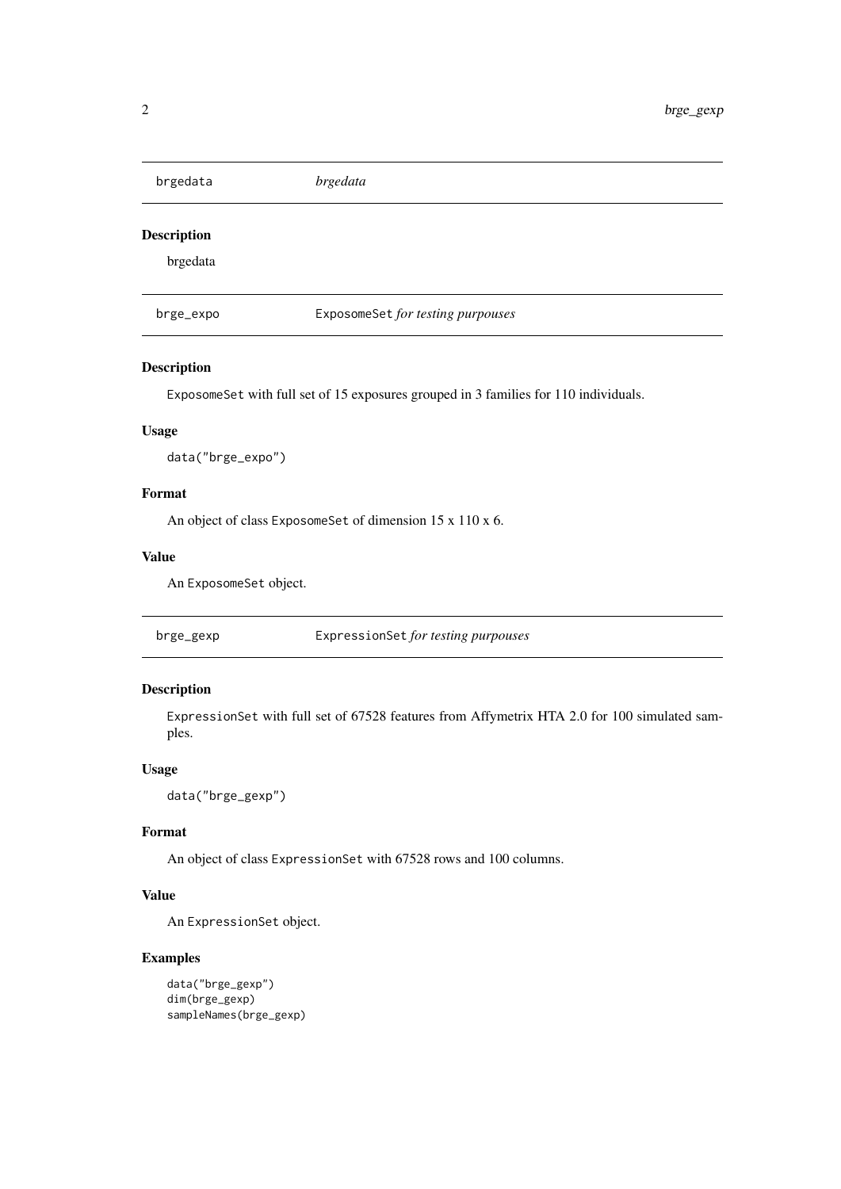## brgedata — *brgedata*

### Description

brgedata

## brge_expo — `ExposomeSet` *for testing purpouses*

### Description

`ExposomeSet` with full set of 15 exposures grouped in 3 families for 110 individuals.

### Usage

```
data("brge_expo")
```

### Format

An object of class `ExposomeSet` of dimension 15 x 110 x 6.

### Value

An `ExposomeSet` object.

## brge_gexp — `ExpressionSet` *for testing purpouses*

### Description

`ExpressionSet` with full set of 67528 features from Affymetrix HTA 2.0 for 100 simulated samples.

### Usage

```
data("brge_gexp")
```

### Format

An object of class `ExpressionSet` with 67528 rows and 100 columns.

### Value

An `ExpressionSet` object.

### Examples

```
data("brge_gexp")
dim(brge_gexp)
sampleNames(brge_gexp)
```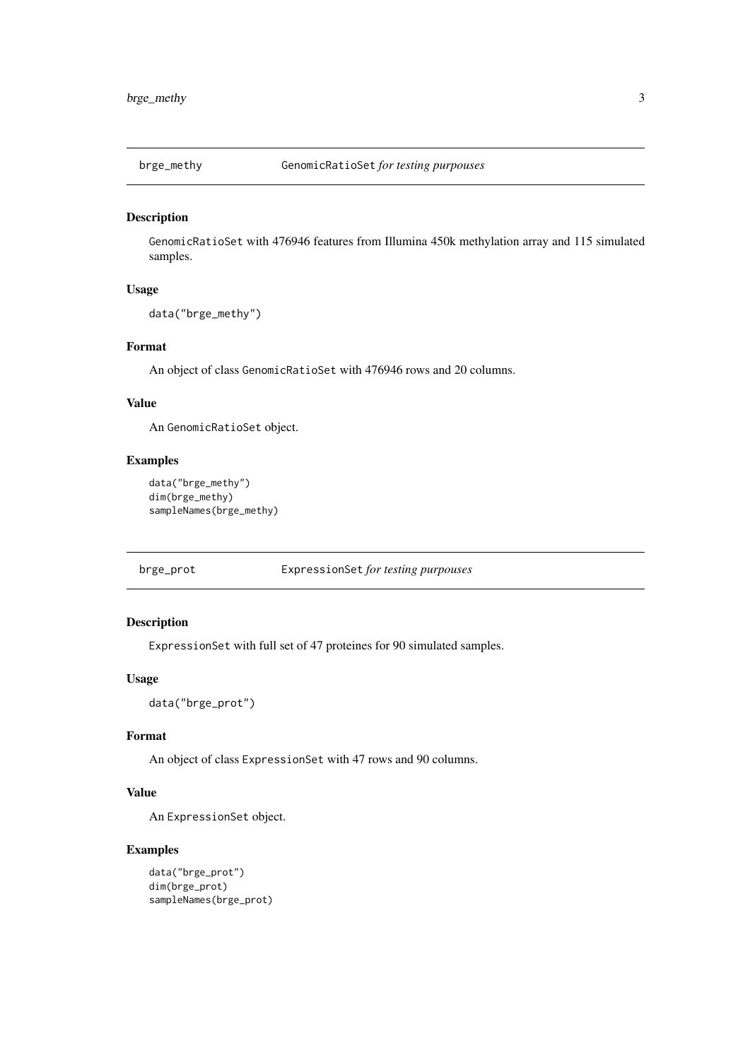## brge_methy — GenomicRatioSet *for testing purpouses*

### Description

GenomicRatioSet with 476946 features from Illumina 450k methylation array and 115 simulated samples.

### Usage

```
data("brge_methy")
```

### Format

An object of class GenomicRatioSet with 476946 rows and 20 columns.

### Value

An GenomicRatioSet object.

### Examples

```
data("brge_methy")
dim(brge_methy)
sampleNames(brge_methy)
```

## brge_prot — ExpressionSet *for testing purpouses*

### Description

ExpressionSet with full set of 47 proteines for 90 simulated samples.

### Usage

```
data("brge_prot")
```

### Format

An object of class ExpressionSet with 47 rows and 90 columns.

### Value

An ExpressionSet object.

### Examples

```
data("brge_prot")
dim(brge_prot)
sampleNames(brge_prot)
```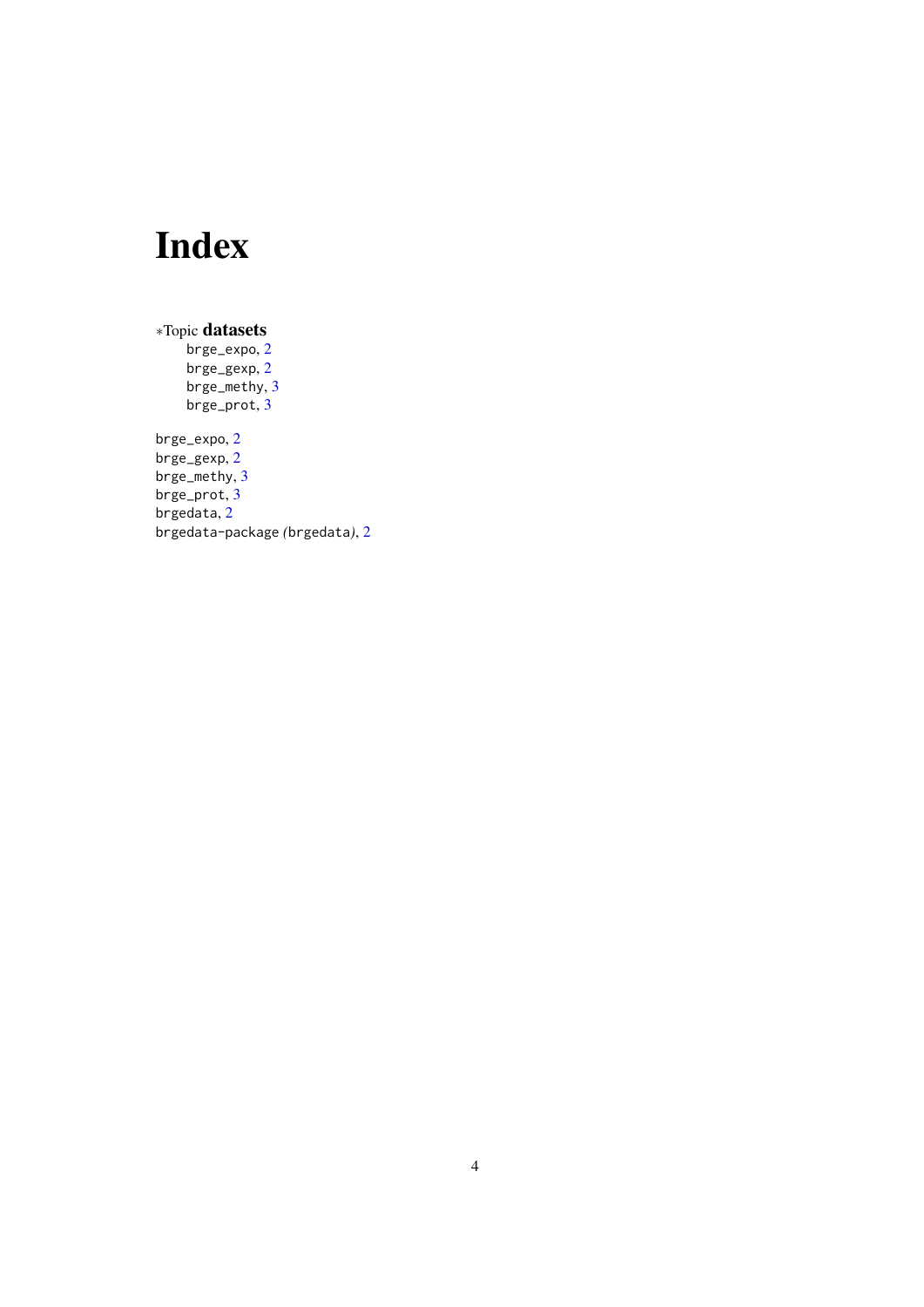# Index

∗Topic **datasets**

- brge_expo, 2
- brge_gexp, 2
- brge_methy, 3
- brge_prot, 3

brge_expo, 2
brge_gexp, 2
brge_methy, 3
brge_prot, 3
brgedata, 2
brgedata-package *(*brgedata*)*, 2